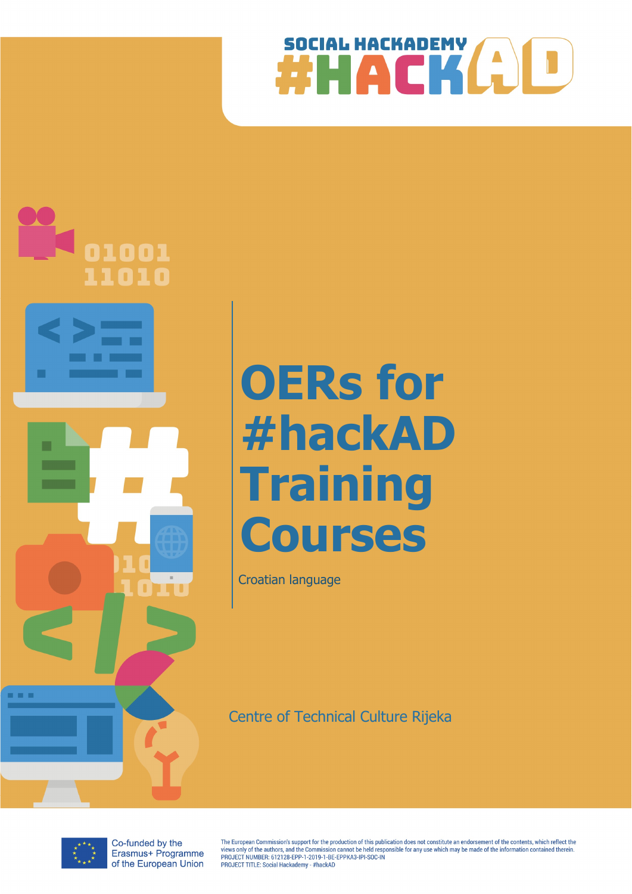SOCIAL HACKADEMY

#HACKAD

# OERs for #hackAD Training Courses

Croatian language

Centre of Technical Culture Rijeka

Co-funded by the Erasmus+ Programme of the European Union

The European Commission's support for the production of this publication does not constitute an endorsement of the contents, which reflect the views only of the authors, and the Commission cannot be held responsible for any use which may be made of the information contained therein.
PROJECT NUMBER: 612128-EPP-1-2019-1-BE-EPPKA3-IPI-SOC-IN
PROJECT TITLE: Social Hackademy - #hackAD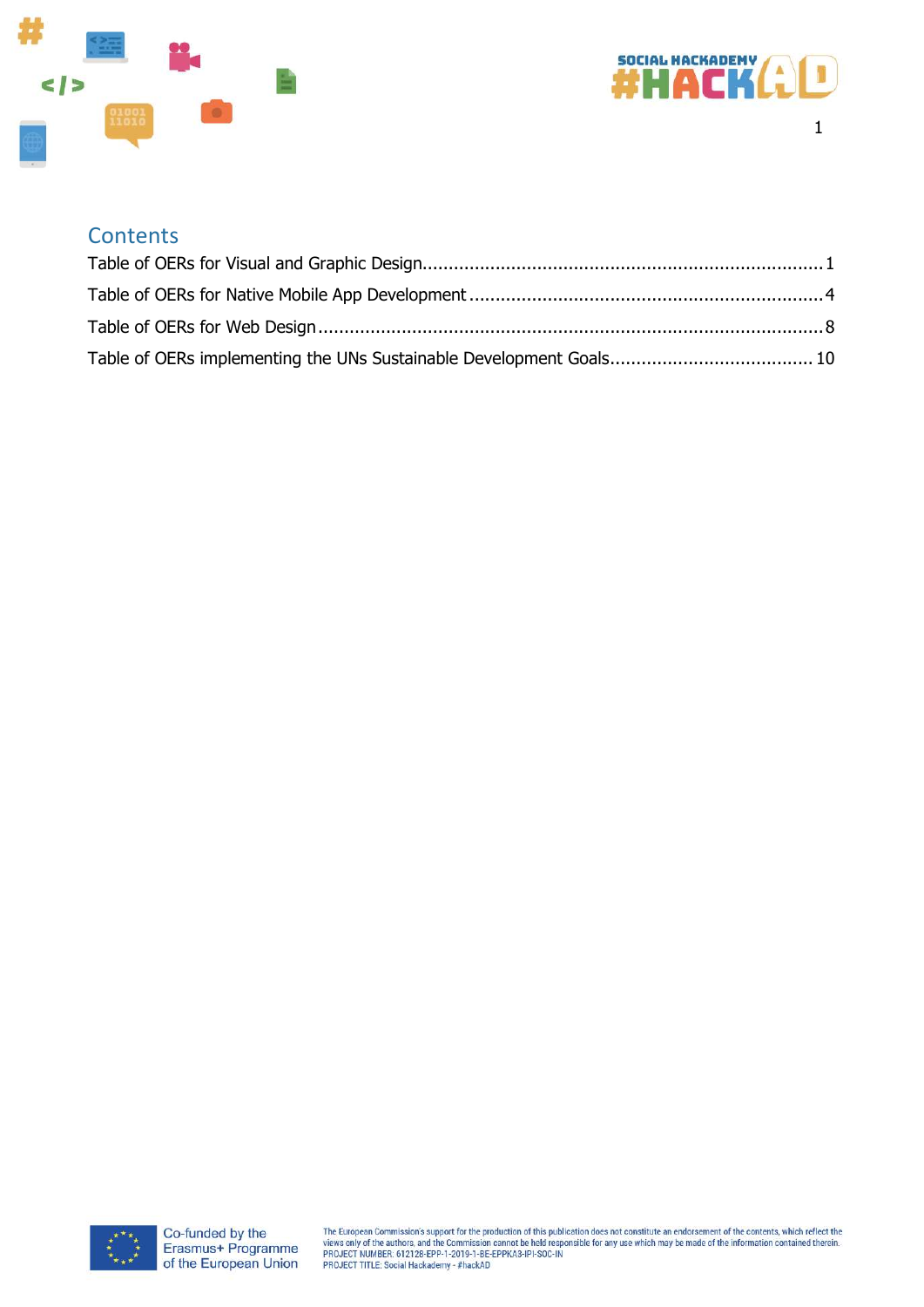# Contents

Table of OERs for Visual and Graphic Design........................................................................... 1

Table of OERs for Native Mobile App Development ................................................................... 4

Table of OERs for Web Design ................................................................................................ 8

Table of OERs implementing the UNs Sustainable Development Goals...................................... 10

Co-funded by the Erasmus+ Programme of the European Union

The European Commission's support for the production of this publication does not constitute an endorsement of the contents, which reflect the views only of the authors, and the Commission cannot be held responsible for any use which may be made of the information contained therein.
PROJECT NUMBER: 612128-EPP-1-2019-1-BE-EPPKA3-IPI-SOC-IN
PROJECT TITLE: Social Hackademy - #hackAD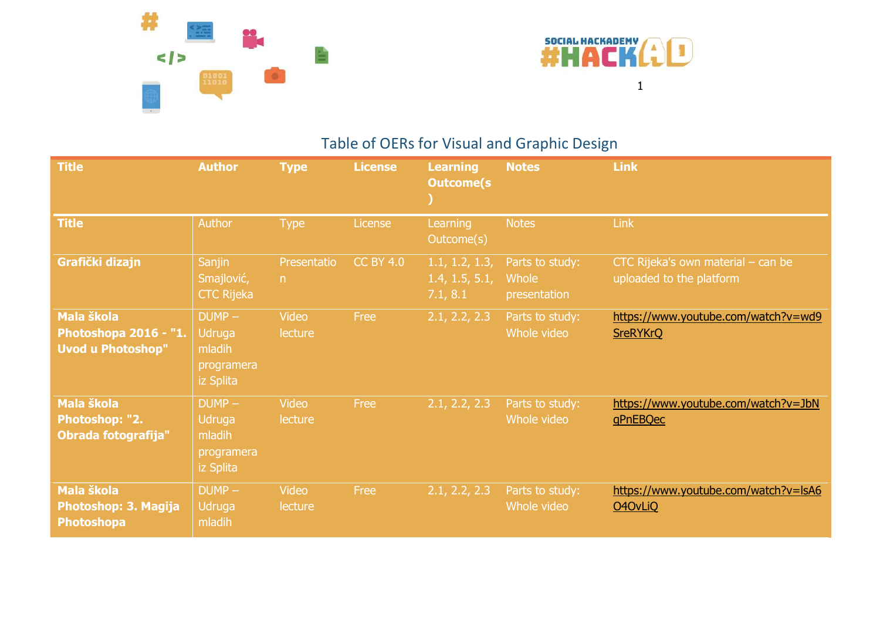## Table of OERs for Visual and Graphic Design

| Title | Author | Type | License | Learning Outcome(s) | Notes | Link |
|---|---|---|---|---|---|---|
| **Title** | Author | Type | License | Learning Outcome(s) | Notes | Link |
| **Grafički dizajn** | Sanjin Smajlović, CTC Rijeka | Presentation | CC BY 4.0 | 1.1, 1.2, 1.3, 1.4, 1.5, 5.1, 7.1, 8.1 | Parts to study: Whole presentation | CTC Rijeka's own material – can be uploaded to the platform |
| **Mala škola Photoshopa 2016 - "1. Uvod u Photoshop"** | DUMP – Udruga mladih programera iz Splita | Video lecture | Free | 2.1, 2.2, 2.3 | Parts to study: Whole video | https://www.youtube.com/watch?v=wd9SreRYKrQ |
| **Mala škola Photoshop: "2. Obrada fotografija"** | DUMP – Udruga mladih programera iz Splita | Video lecture | Free | 2.1, 2.2, 2.3 | Parts to study: Whole video | https://www.youtube.com/watch?v=JbNqPnEBQec |
| **Mala škola Photoshop: 3. Magija Photoshopa** | DUMP – Udruga mladih | Video lecture | Free | 2.1, 2.2, 2.3 | Parts to study: Whole video | https://www.youtube.com/watch?v=lsA6O4OvLiQ |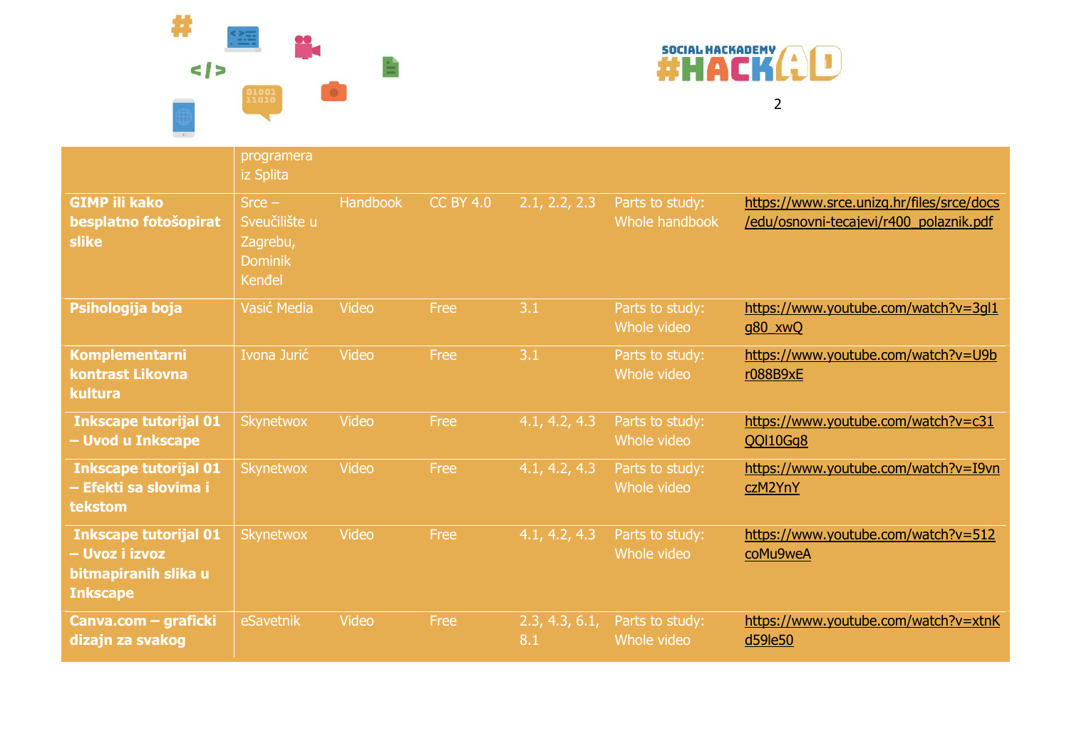| | | | | | | |
|---|---|---|---|---|---|---|
| | programera iz Splita | | | | | |
| **GIMP ili kako besplatno fotošopirat slike** | Srce – Sveučilište u Zagrebu, Dominik Kenđel | Handbook | CC BY 4.0 | 2.1, 2.2, 2.3 | Parts to study: Whole handbook | https://www.srce.unizg.hr/files/srce/docs/edu/osnovni-tecajevi/r400_polaznik.pdf |
| **Psihologija boja** | Vasić Media | Video | Free | 3.1 | Parts to study: Whole video | https://www.youtube.com/watch?v=3gl1g80_xwQ |
| **Komplementarni kontrast Likovna kultura** | Ivona Jurić | Video | Free | 3.1 | Parts to study: Whole video | https://www.youtube.com/watch?v=U9br088B9xE |
| **Inkscape tutorijal 01 – Uvod u Inkscape** | Skynetwox | Video | Free | 4.1, 4.2, 4.3 | Parts to study: Whole video | https://www.youtube.com/watch?v=c31QQl10Gq8 |
| **Inkscape tutorijal 01 – Efekti sa slovima i tekstom** | Skynetwox | Video | Free | 4.1, 4.2, 4.3 | Parts to study: Whole video | https://www.youtube.com/watch?v=I9vnczM2YnY |
| **Inkscape tutorijal 01 – Uvoz i izvoz bitmapiranih slika u Inkscape** | Skynetwox | Video | Free | 4.1, 4.2, 4.3 | Parts to study: Whole video | https://www.youtube.com/watch?v=512coMu9weA |
| **Canva.com – graficki dizajn za svakog** | eSavetnik | Video | Free | 2.3, 4.3, 6.1, 8.1 | Parts to study: Whole video | https://www.youtube.com/watch?v=xtnKd59le50 |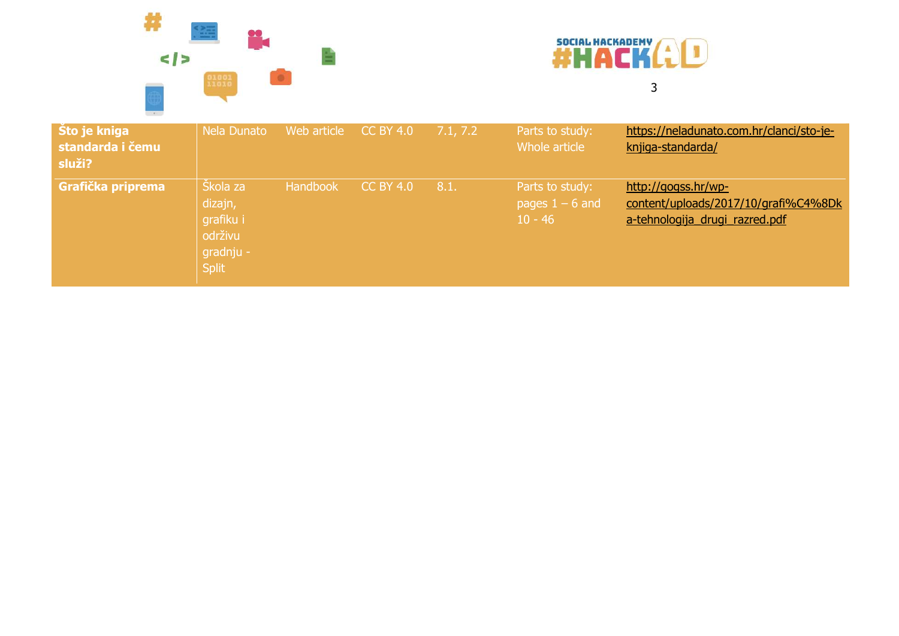| | | | | | | |
|---|---|---|---|---|---|---|
| **Što je kniga standarda i čemu služi?** | Nela Dunato | Web article | CC BY 4.0 | 7.1, 7.2 | Parts to study: Whole article | https://neladunato.com.hr/clanci/sto-je-knjiga-standarda/ |
| **Grafička priprema** | Škola za dizajn, grafiku i održivu gradnju - Split | Handbook | CC BY 4.0 | 8.1. | Parts to study: pages 1 – 6 and 10 - 46 | http://gogss.hr/wp-content/uploads/2017/10/grafi%C4%8Dka-tehnologija_drugi_razred.pdf |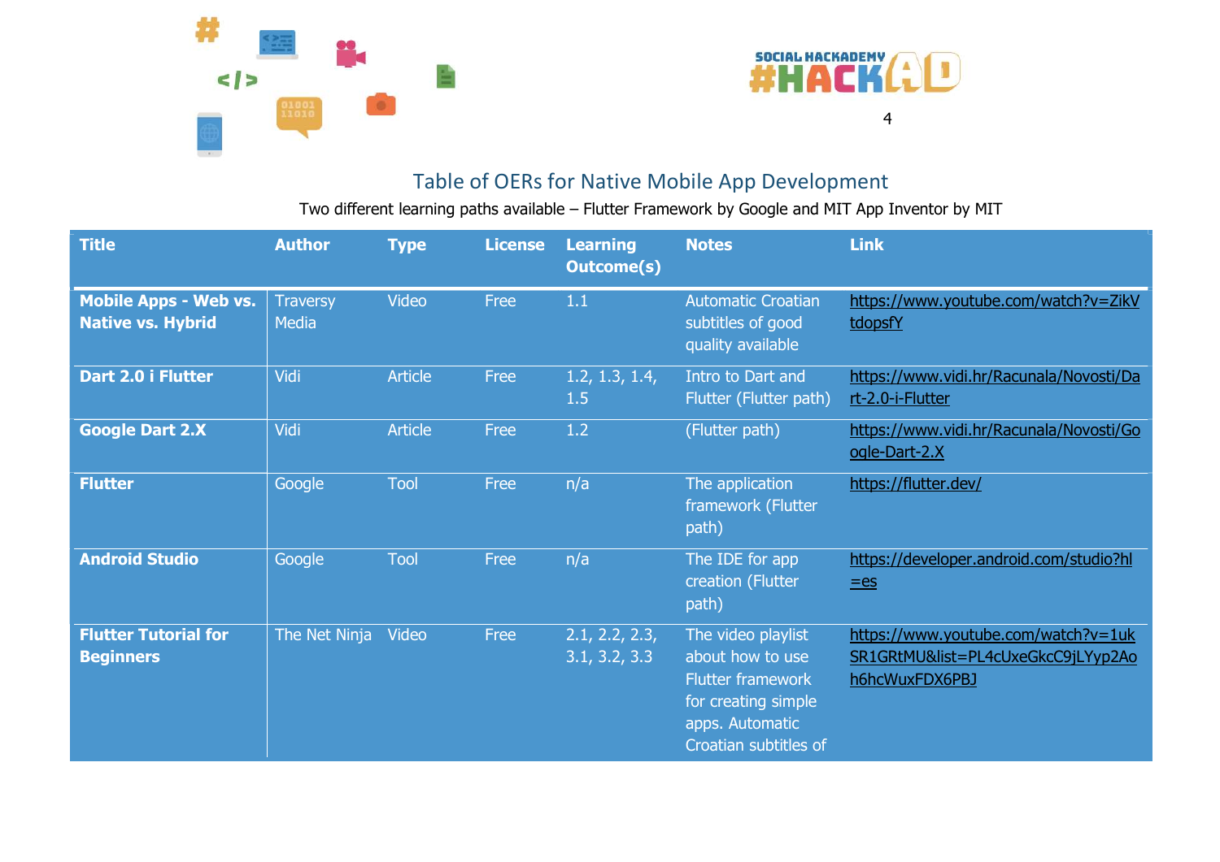## Table of OERs for Native Mobile App Development

Two different learning paths available – Flutter Framework by Google and MIT App Inventor by MIT

| Title | Author | Type | License | Learning Outcome(s) | Notes | Link |
|---|---|---|---|---|---|---|
| **Mobile Apps - Web vs. Native vs. Hybrid** | Traversy Media | Video | Free | 1.1 | Automatic Croatian subtitles of good quality available | https://www.youtube.com/watch?v=ZikVtdopsfY |
| **Dart 2.0 i Flutter** | Vidi | Article | Free | 1.2, 1.3, 1.4, 1.5 | Intro to Dart and Flutter (Flutter path) | https://www.vidi.hr/Racunala/Novosti/Dart-2.0-i-Flutter |
| **Google Dart 2.X** | Vidi | Article | Free | 1.2 | (Flutter path) | https://www.vidi.hr/Racunala/Novosti/Google-Dart-2.X |
| **Flutter** | Google | Tool | Free | n/a | The application framework (Flutter path) | https://flutter.dev/ |
| **Android Studio** | Google | Tool | Free | n/a | The IDE for app creation (Flutter path) | https://developer.android.com/studio?hl=es |
| **Flutter Tutorial for Beginners** | The Net Ninja | Video | Free | 2.1, 2.2, 2.3, 3.1, 3.2, 3.3 | The video playlist about how to use Flutter framework for creating simple apps. Automatic Croatian subtitles of | https://www.youtube.com/watch?v=1ukSR1GRtMU&list=PL4cUxeGkcC9jLYyp2Aoh6hcWuxFDX6PBJ |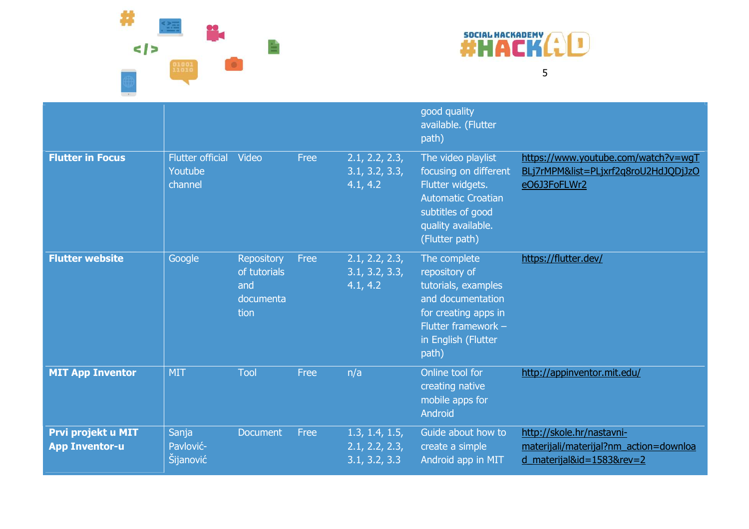| | | | | | | |
|---|---|---|---|---|---|---|
| | | | | | good quality available. (Flutter path) | |
| **Flutter in Focus** | Flutter official Youtube channel | Video | Free | 2.1, 2.2, 2.3, 3.1, 3.2, 3.3, 4.1, 4.2 | The video playlist focusing on different Flutter widgets. Automatic Croatian subtitles of good quality available. (Flutter path) | https://www.youtube.com/watch?v=wgTBLj7rMPM&list=PLjxrf2q8roU2HdJQDjJzOeO6J3FoFLWr2 |
| **Flutter website** | Google | Repository of tutorials and documentation | Free | 2.1, 2.2, 2.3, 3.1, 3.2, 3.3, 4.1, 4.2 | The complete repository of tutorials, examples and documentation for creating apps in Flutter framework – in English (Flutter path) | https://flutter.dev/ |
| **MIT App Inventor** | MIT | Tool | Free | n/a | Online tool for creating native mobile apps for Android | http://appinventor.mit.edu/ |
| **Prvi projekt u MIT App Inventor-u** | Sanja Pavlović-Šijanović | Document | Free | 1.3, 1.4, 1.5, 2.1, 2.2, 2.3, 3.1, 3.2, 3.3 | Guide about how to create a simple Android app in MIT | http://skole.hr/nastavni-materijali/materijal?nm_action=download_materijal&id=1583&rev=2 |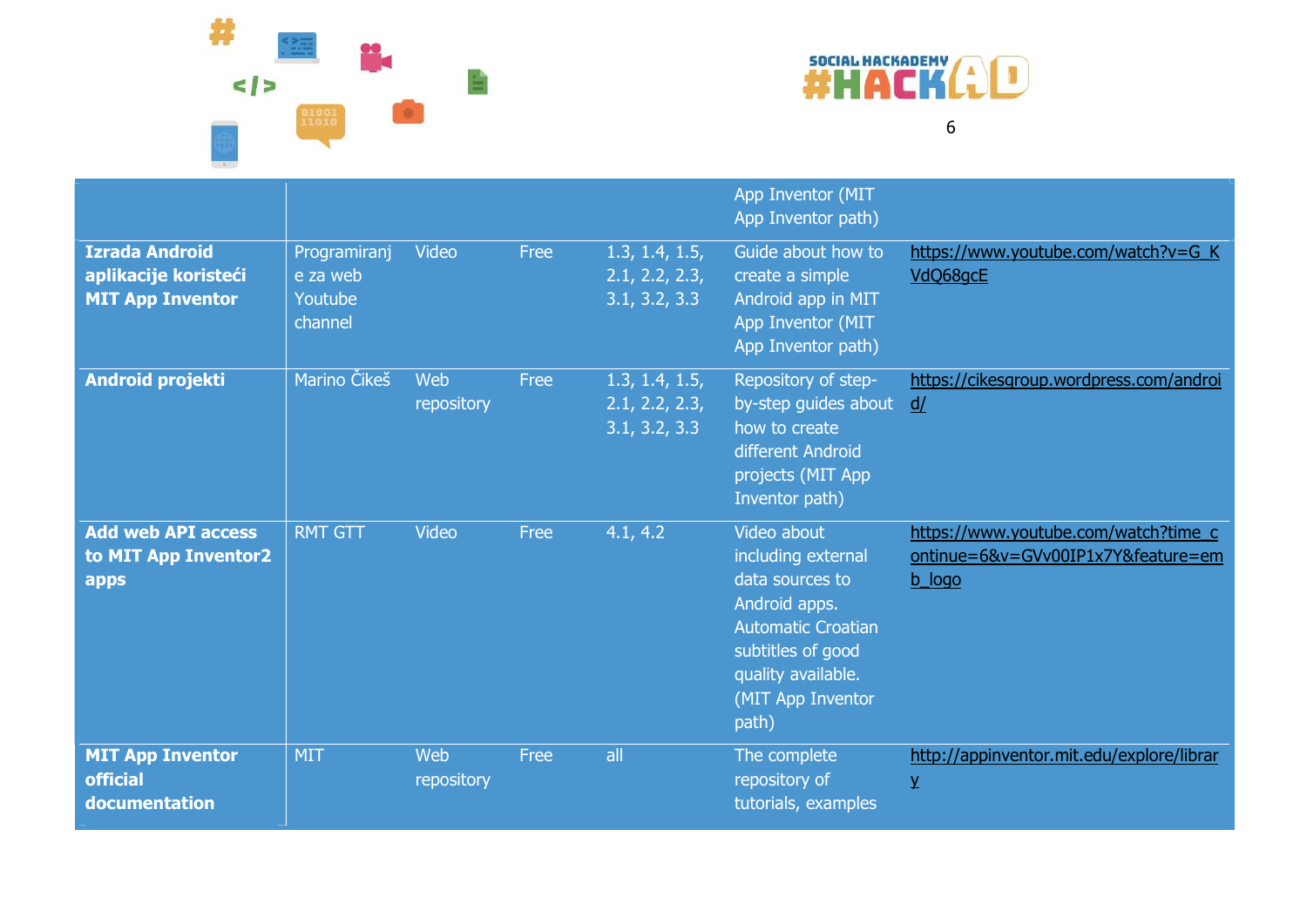| | | | | | | |
|---|---|---|---|---|---|---|
| | | | | | App Inventor (MIT App Inventor path) | |
| **Izrada Android aplikacije koristeći MIT App Inventor** | Programiranje za web Youtube channel | Video | Free | 1.3, 1.4, 1.5, 2.1, 2.2, 2.3, 3.1, 3.2, 3.3 | Guide about how to create a simple Android app in MIT App Inventor (MIT App Inventor path) | https://www.youtube.com/watch?v=G_KVdQ68gcE |
| **Android projekti** | Marino Čikeš | Web repository | Free | 1.3, 1.4, 1.5, 2.1, 2.2, 2.3, 3.1, 3.2, 3.3 | Repository of step-by-step guides about how to create different Android projects (MIT App Inventor path) | https://cikesgroup.wordpress.com/android/ |
| **Add web API access to MIT App Inventor2 apps** | RMT GTT | Video | Free | 4.1, 4.2 | Video about including external data sources to Android apps. Automatic Croatian subtitles of good quality available. (MIT App Inventor path) | https://www.youtube.com/watch?time_continue=6&v=GVv00IP1x7Y&feature=emb_logo |
| **MIT App Inventor official documentation** | MIT | Web repository | Free | all | The complete repository of tutorials, examples | http://appinventor.mit.edu/explore/library |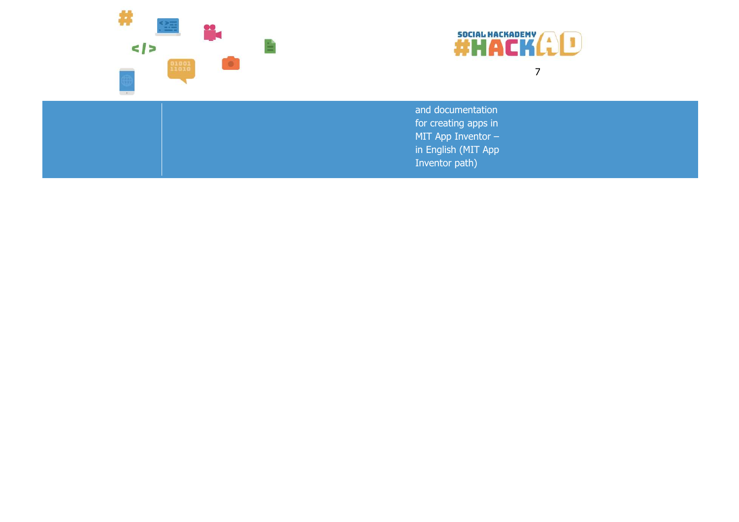| | | |
|---|---|---|
| | | and documentation for creating apps in MIT App Inventor – in English (MIT App Inventor path) |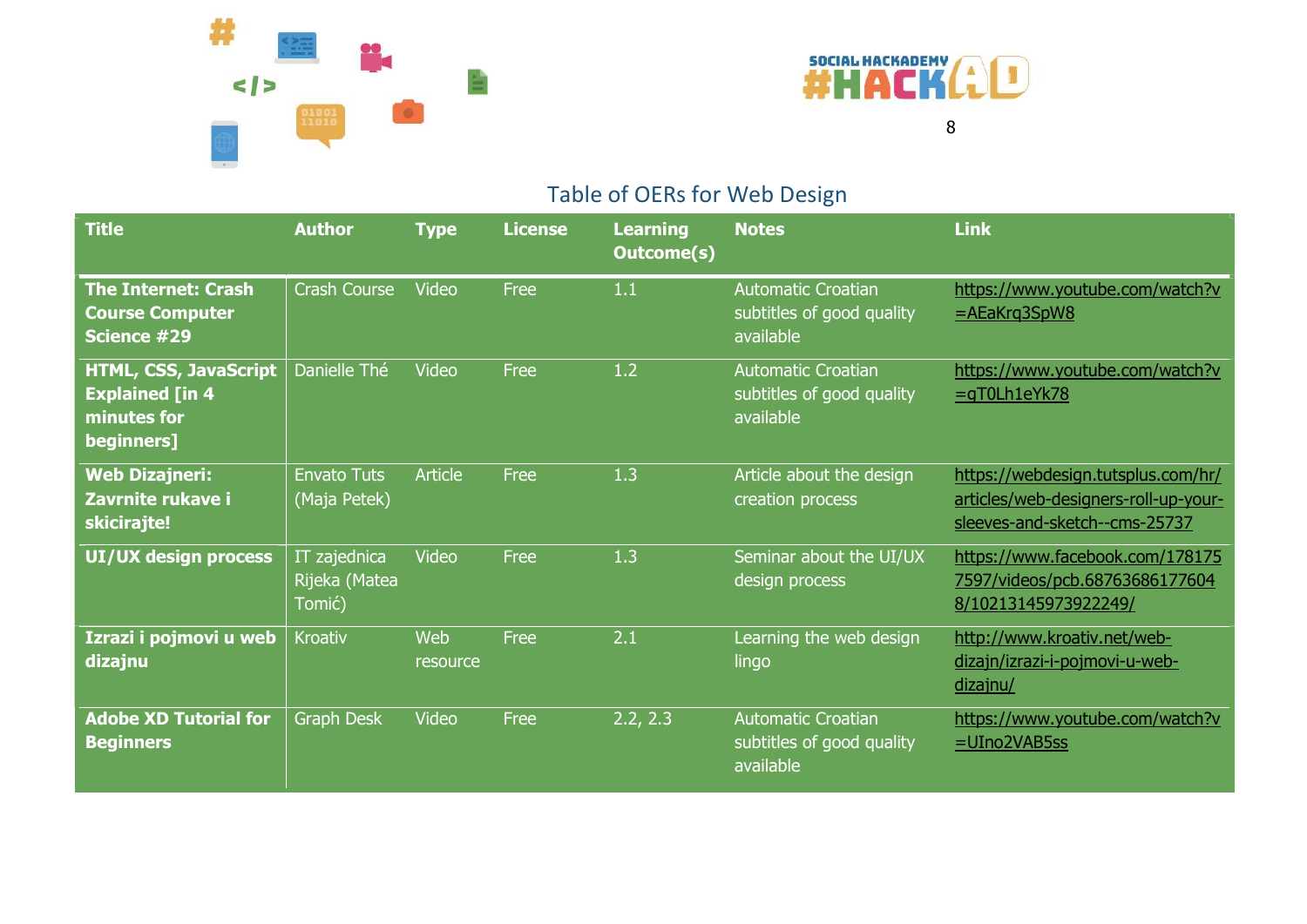## Table of OERs for Web Design

| Title | Author | Type | License | Learning Outcome(s) | Notes | Link |
|---|---|---|---|---|---|---|
| **The Internet: Crash Course Computer Science #29** | Crash Course | Video | Free | 1.1 | Automatic Croatian subtitles of good quality available | https://www.youtube.com/watch?v=AEaKrq3SpW8 |
| **HTML, CSS, JavaScript Explained [in 4 minutes for beginners]** | Danielle Thé | Video | Free | 1.2 | Automatic Croatian subtitles of good quality available | https://www.youtube.com/watch?v=gT0Lh1eYk78 |
| **Web Dizajneri: Zavrnite rukave i skicirajte!** | Envato Tuts (Maja Petek) | Article | Free | 1.3 | Article about the design creation process | https://webdesign.tutsplus.com/hr/articles/web-designers-roll-up-your-sleeves-and-sketch--cms-25737 |
| **UI/UX design process** | IT zajednica Rijeka (Matea Tomić) | Video | Free | 1.3 | Seminar about the UI/UX design process | https://www.facebook.com/1781757597/videos/pcb.687636861776048/10213145973922249/ |
| **Izrazi i pojmovi u web dizajnu** | Kroativ | Web resource | Free | 2.1 | Learning the web design lingo | http://www.kroativ.net/web-dizajn/izrazi-i-pojmovi-u-web-dizajnu/ |
| **Adobe XD Tutorial for Beginners** | Graph Desk | Video | Free | 2.2, 2.3 | Automatic Croatian subtitles of good quality available | https://www.youtube.com/watch?v=UIno2VAB5ss |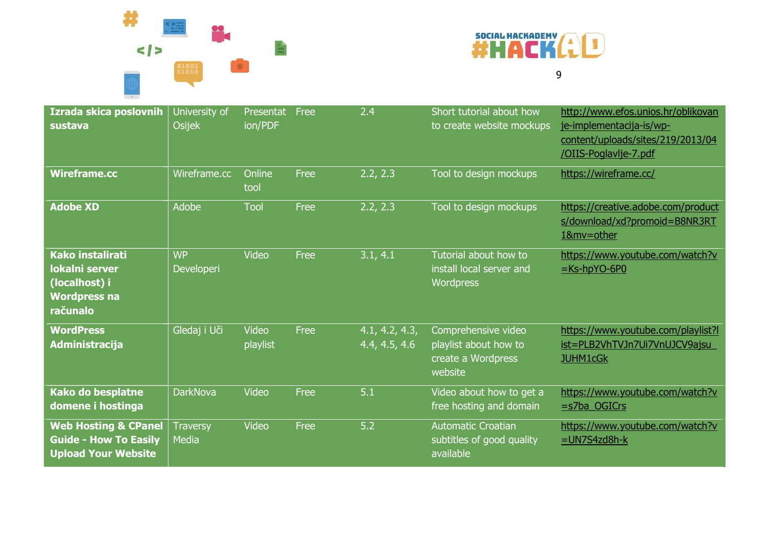| | | | | | | |
|---|---|---|---|---|---|---|
| **Izrada skica poslovnih sustava** | University of Osijek | Presentation/PDF | Free | 2.4 | Short tutorial about how to create website mockups | http://www.efos.unios.hr/oblikovanje-implementacija-is/wp-content/uploads/sites/219/2013/04/OIIS-Poglavlje-7.pdf |
| **Wireframe.cc** | Wireframe.cc | Online tool | Free | 2.2, 2.3 | Tool to design mockups | https://wireframe.cc/ |
| **Adobe XD** | Adobe | Tool | Free | 2.2, 2.3 | Tool to design mockups | https://creative.adobe.com/products/download/xd?promoid=B8NR3RT1&mv=other |
| **Kako instalirati lokalni server (localhost) i Wordpress na računalo** | WP Developeri | Video | Free | 3.1, 4.1 | Tutorial about how to install local server and Wordpress | https://www.youtube.com/watch?v=Ks-hpYO-6P0 |
| **WordPress Administracija** | Gledaj i Uči | Video playlist | Free | 4.1, 4.2, 4.3, 4.4, 4.5, 4.6 | Comprehensive video playlist about how to create a Wordpress website | https://www.youtube.com/playlist?list=PLB2VhTVJn7Ui7VnUJCV9ajsu_JUHM1cGk |
| **Kako do besplatne domene i hostinga** | DarkNova | Video | Free | 5.1 | Video about how to get a free hosting and domain | https://www.youtube.com/watch?v=s7ba_OGICrs |
| **Web Hosting & CPanel Guide - How To Easily Upload Your Website** | Traversy Media | Video | Free | 5.2 | Automatic Croatian subtitles of good quality available | https://www.youtube.com/watch?v=UN7S4zd8h-k |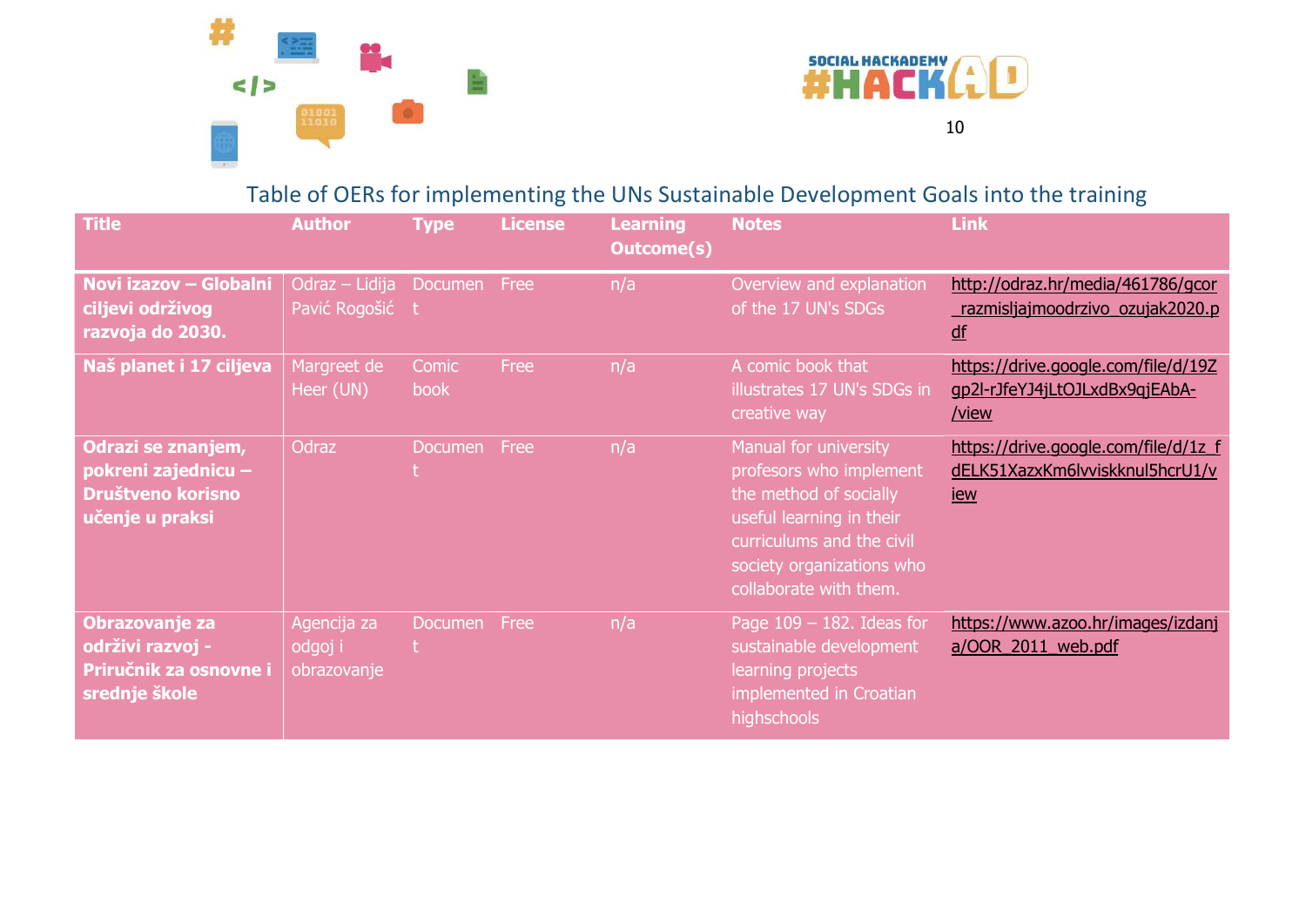## Table of OERs for implementing the UNs Sustainable Development Goals into the training

| Title | Author | Type | License | Learning Outcome(s) | Notes | Link |
|---|---|---|---|---|---|---|
| **Novi izazov – Globalni ciljevi održivog razvoja do 2030.** | Odraz – Lidija Pavić Rogošić | Document | Free | n/a | Overview and explanation of the 17 UN's SDGs | http://odraz.hr/media/461786/gcor_razmisljajmoodrzivo_ozujak2020.pdf |
| **Naš planet i 17 ciljeva** | Margreet de Heer (UN) | Comic book | Free | n/a | A comic book that illustrates 17 UN's SDGs in creative way | https://drive.google.com/file/d/19Zgp2l-rJfeYJ4jLtOJLxdBx9qjEAbA-/view |
| **Odrazi se znanjem, pokreni zajednicu – Društveno korisno učenje u praksi** | Odraz | Document | Free | n/a | Manual for university profesors who implement the method of socially useful learning in their curriculums and the civil society organizations who collaborate with them. | https://drive.google.com/file/d/1z_fdELK51XazxKm6lvviskknul5hcrU1/view |
| **Obrazovanje za održivi razvoj - Priručnik za osnovne i srednje škole** | Agencija za odgoj i obrazovanje | Document | Free | n/a | Page 109 – 182. Ideas for sustainable development learning projects implemented in Croatian highschools | https://www.azoo.hr/images/izdanja/OOR_2011_web.pdf |